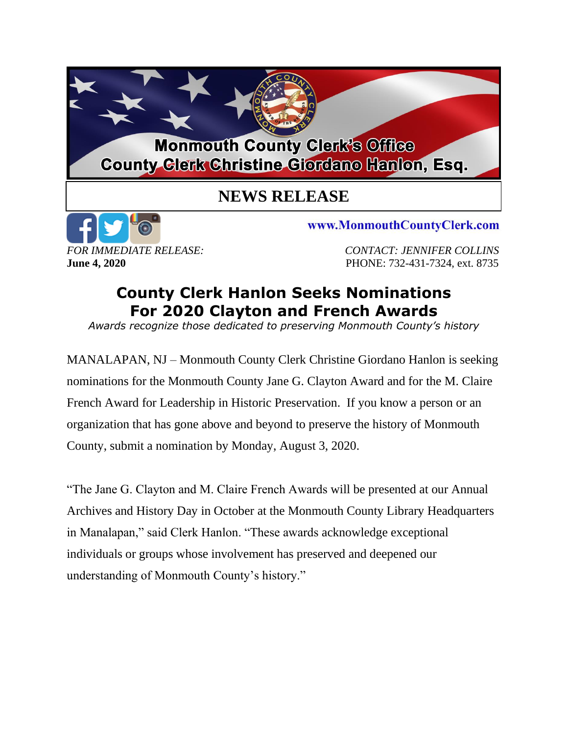Monmouth County Clerk's Office
County Clerk Christine Giordano Hanlon, Esq.

# NEWS RELEASE

www.MonmouthCountyClerk.com

*FOR IMMEDIATE RELEASE:*
**June 4, 2020**

*CONTACT: JENNIFER COLLINS*
PHONE: 732-431-7324, ext. 8735

## County Clerk Hanlon Seeks Nominations For 2020 Clayton and French Awards

*Awards recognize those dedicated to preserving Monmouth County's history*

MANALAPAN, NJ – Monmouth County Clerk Christine Giordano Hanlon is seeking nominations for the Monmouth County Jane G. Clayton Award and for the M. Claire French Award for Leadership in Historic Preservation. If you know a person or an organization that has gone above and beyond to preserve the history of Monmouth County, submit a nomination by Monday, August 3, 2020.

"The Jane G. Clayton and M. Claire French Awards will be presented at our Annual Archives and History Day in October at the Monmouth County Library Headquarters in Manalapan," said Clerk Hanlon. "These awards acknowledge exceptional individuals or groups whose involvement has preserved and deepened our understanding of Monmouth County's history."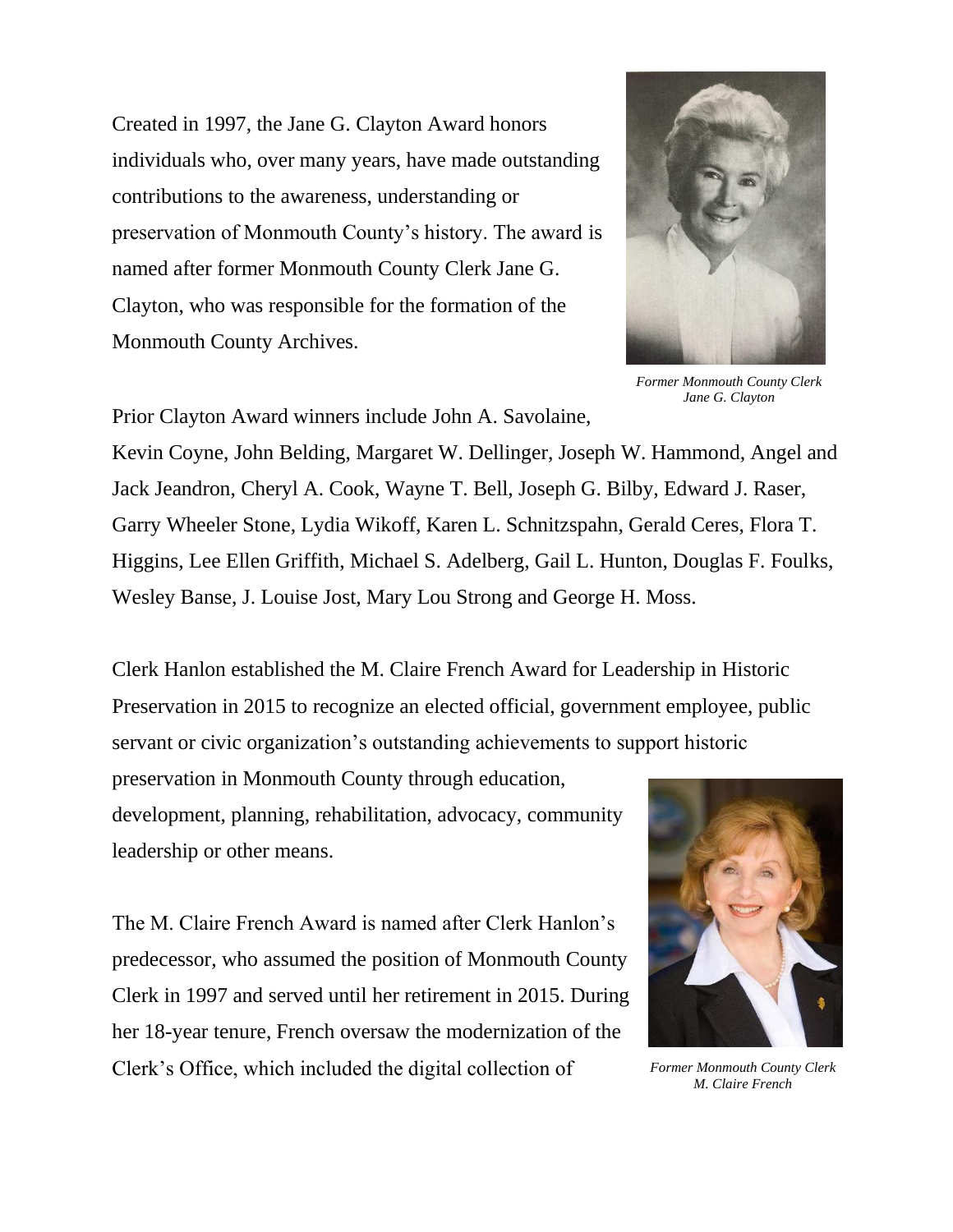Created in 1997, the Jane G. Clayton Award honors individuals who, over many years, have made outstanding contributions to the awareness, understanding or preservation of Monmouth County's history. The award is named after former Monmouth County Clerk Jane G. Clayton, who was responsible for the formation of the Monmouth County Archives.

*Former Monmouth County Clerk Jane G. Clayton*

Prior Clayton Award winners include John A. Savolaine, Kevin Coyne, John Belding, Margaret W. Dellinger, Joseph W. Hammond, Angel and Jack Jeandron, Cheryl A. Cook, Wayne T. Bell, Joseph G. Bilby, Edward J. Raser, Garry Wheeler Stone, Lydia Wikoff, Karen L. Schnitzspahn, Gerald Ceres, Flora T. Higgins, Lee Ellen Griffith, Michael S. Adelberg, Gail L. Hunton, Douglas F. Foulks, Wesley Banse, J. Louise Jost, Mary Lou Strong and George H. Moss.

Clerk Hanlon established the M. Claire French Award for Leadership in Historic Preservation in 2015 to recognize an elected official, government employee, public servant or civic organization's outstanding achievements to support historic preservation in Monmouth County through education, development, planning, rehabilitation, advocacy, community leadership or other means.

The M. Claire French Award is named after Clerk Hanlon's predecessor, who assumed the position of Monmouth County Clerk in 1997 and served until her retirement in 2015. During her 18-year tenure, French oversaw the modernization of the Clerk's Office, which included the digital collection of

*Former Monmouth County Clerk M. Claire French*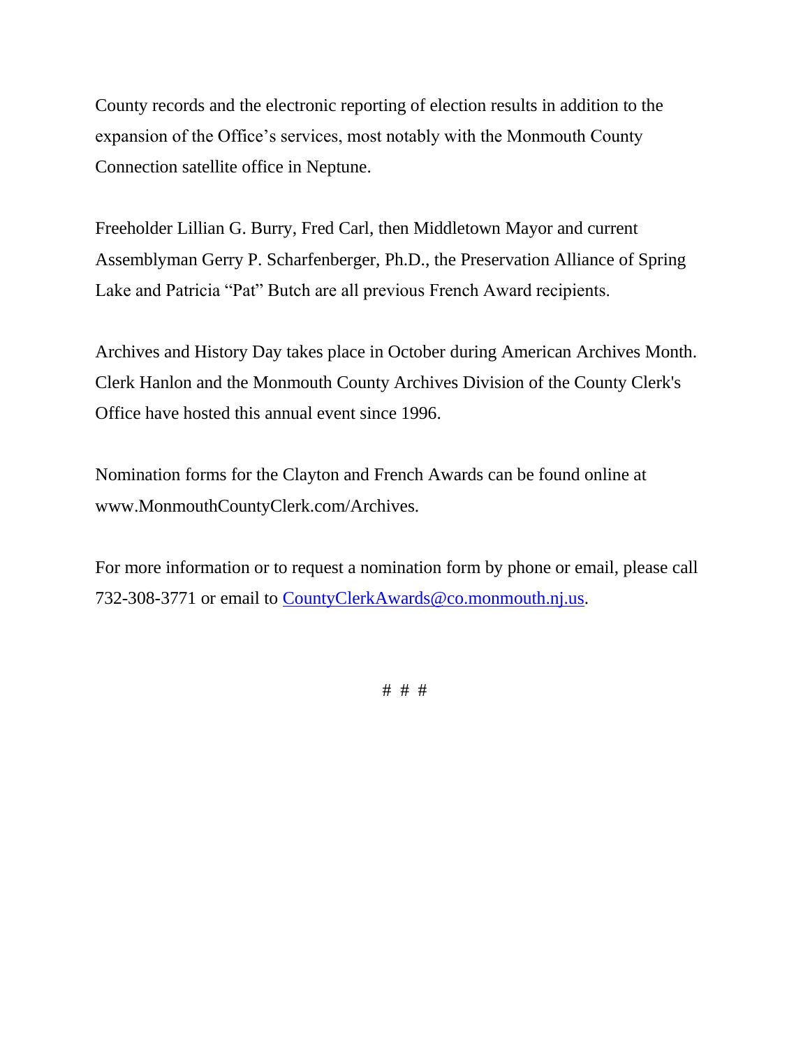County records and the electronic reporting of election results in addition to the expansion of the Office's services, most notably with the Monmouth County Connection satellite office in Neptune.

Freeholder Lillian G. Burry, Fred Carl, then Middletown Mayor and current Assemblyman Gerry P. Scharfenberger, Ph.D., the Preservation Alliance of Spring Lake and Patricia "Pat" Butch are all previous French Award recipients.

Archives and History Day takes place in October during American Archives Month. Clerk Hanlon and the Monmouth County Archives Division of the County Clerk's Office have hosted this annual event since 1996.

Nomination forms for the Clayton and French Awards can be found online at www.MonmouthCountyClerk.com/Archives.

For more information or to request a nomination form by phone or email, please call 732-308-3771 or email to CountyClerkAwards@co.monmouth.nj.us.

# # #